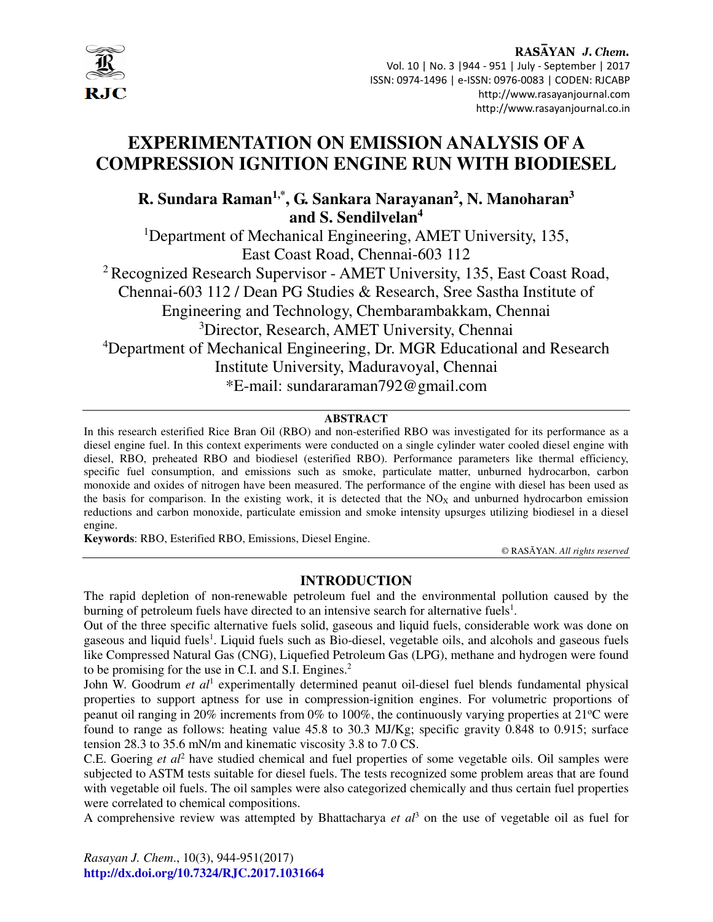# EXPERIMENTATION ON EMISSION ANALYSIS OF A COMPRESSION IGNITION ENGINE RUN WITH BIODIESEL

**R. Sundara Raman[1,*], G. Sankara Narayanan[2], N. Manoharan[3] and S. Sendilvelan[4]**

[1]Department of Mechanical Engineering, AMET University, 135, East Coast Road, Chennai-603 112

[2] Recognized Research Supervisor - AMET University, 135, East Coast Road, Chennai-603 112 / Dean PG Studies & Research, Sree Sastha Institute of Engineering and Technology, Chembarambakkam, Chennai

[3]Director, Research, AMET University, Chennai

[4]Department of Mechanical Engineering, Dr. MGR Educational and Research Institute University, Maduravoyal, Chennai

*E-mail: sundararaman792@gmail.com

## ABSTRACT

In this research esterified Rice Bran Oil (RBO) and non-esterified RBO was investigated for its performance as a diesel engine fuel. In this context experiments were conducted on a single cylinder water cooled diesel engine with diesel, RBO, preheated RBO and biodiesel (esterified RBO). Performance parameters like thermal efficiency, specific fuel consumption, and emissions such as smoke, particulate matter, unburned hydrocarbon, carbon monoxide and oxides of nitrogen have been measured. The performance of the engine with diesel has been used as the basis for comparison. In the existing work, it is detected that the $NO_X$ and unburned hydrocarbon emission reductions and carbon monoxide, particulate emission and smoke intensity upsurges utilizing biodiesel in a diesel engine.

**Keywords**: RBO, Esterified RBO, Emissions, Diesel Engine.

© RASĀYAN. *All rights reserved*

## INTRODUCTION

The rapid depletion of non-renewable petroleum fuel and the environmental pollution caused by the burning of petroleum fuels have directed to an intensive search for alternative fuels[1].

Out of the three specific alternative fuels solid, gaseous and liquid fuels, considerable work was done on gaseous and liquid fuels[1]. Liquid fuels such as Bio-diesel, vegetable oils, and alcohols and gaseous fuels like Compressed Natural Gas (CNG), Liquefied Petroleum Gas (LPG), methane and hydrogen were found to be promising for the use in C.I. and S.I. Engines.[2]

John W. Goodrum *et al*[1] experimentally determined peanut oil-diesel fuel blends fundamental physical properties to support aptness for use in compression-ignition engines. For volumetric proportions of peanut oil ranging in 20% increments from 0% to 100%, the continuously varying properties at 21°C were found to range as follows: heating value 45.8 to 30.3 MJ/Kg; specific gravity 0.848 to 0.915; surface tension 28.3 to 35.6 mN/m and kinematic viscosity 3.8 to 7.0 CS.

C.E. Goering *et al*[2] have studied chemical and fuel properties of some vegetable oils. Oil samples were subjected to ASTM tests suitable for diesel fuels. The tests recognized some problem areas that are found with vegetable oil fuels. The oil samples were also categorized chemically and thus certain fuel properties were correlated to chemical compositions.

A comprehensive review was attempted by Bhattacharya *et al*[3] on the use of vegetable oil as fuel for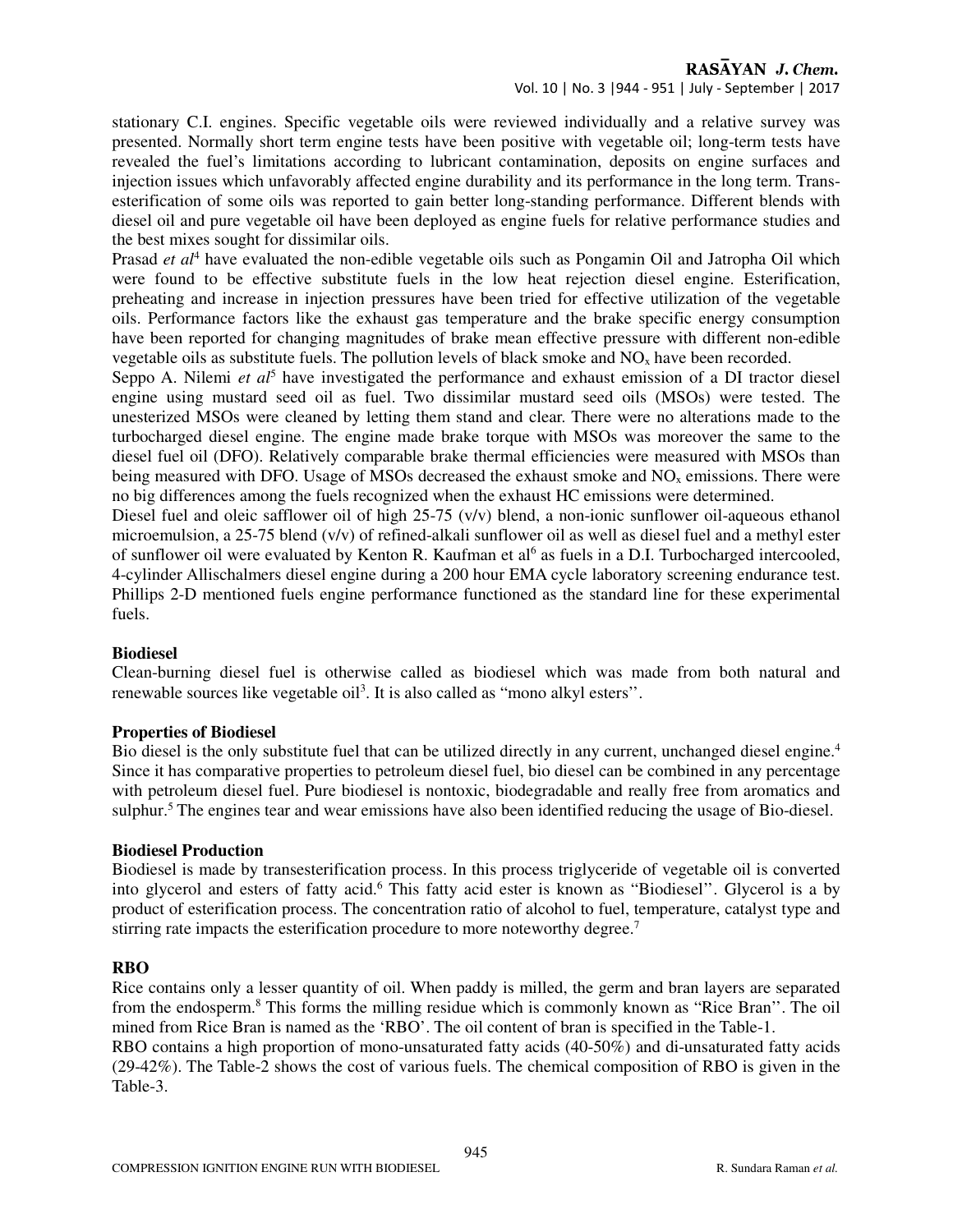stationary C.I. engines. Specific vegetable oils were reviewed individually and a relative survey was presented. Normally short term engine tests have been positive with vegetable oil; long-term tests have revealed the fuel's limitations according to lubricant contamination, deposits on engine surfaces and injection issues which unfavorably affected engine durability and its performance in the long term. Trans-esterification of some oils was reported to gain better long-standing performance. Different blends with diesel oil and pure vegetable oil have been deployed as engine fuels for relative performance studies and the best mixes sought for dissimilar oils.

Prasad *et al*[4] have evaluated the non-edible vegetable oils such as Pongamin Oil and Jatropha Oil which were found to be effective substitute fuels in the low heat rejection diesel engine. Esterification, preheating and increase in injection pressures have been tried for effective utilization of the vegetable oils. Performance factors like the exhaust gas temperature and the brake specific energy consumption have been reported for changing magnitudes of brake mean effective pressure with different non-edible vegetable oils as substitute fuels. The pollution levels of black smoke and $NO_x$ have been recorded.

Seppo A. Nilemi *et al*[5] have investigated the performance and exhaust emission of a DI tractor diesel engine using mustard seed oil as fuel. Two dissimilar mustard seed oils (MSOs) were tested. The unesterized MSOs were cleaned by letting them stand and clear. There were no alterations made to the turbocharged diesel engine. The engine made brake torque with MSOs was moreover the same to the diesel fuel oil (DFO). Relatively comparable brake thermal efficiencies were measured with MSOs than being measured with DFO. Usage of MSOs decreased the exhaust smoke and $NO_x$ emissions. There were no big differences among the fuels recognized when the exhaust HC emissions were determined.

Diesel fuel and oleic safflower oil of high 25-75 (v/v) blend, a non-ionic sunflower oil-aqueous ethanol microemulsion, a 25-75 blend (v/v) of refined-alkali sunflower oil as well as diesel fuel and a methyl ester of sunflower oil were evaluated by Kenton R. Kaufman et al[6] as fuels in a D.I. Turbocharged intercooled, 4-cylinder Allischalmers diesel engine during a 200 hour EMA cycle laboratory screening endurance test. Phillips 2-D mentioned fuels engine performance functioned as the standard line for these experimental fuels.

**Biodiesel**

Clean-burning diesel fuel is otherwise called as biodiesel which was made from both natural and renewable sources like vegetable oil[3]. It is also called as "mono alkyl esters''.

**Properties of Biodiesel**

Bio diesel is the only substitute fuel that can be utilized directly in any current, unchanged diesel engine.[4] Since it has comparative properties to petroleum diesel fuel, bio diesel can be combined in any percentage with petroleum diesel fuel. Pure biodiesel is nontoxic, biodegradable and really free from aromatics and sulphur.[5] The engines tear and wear emissions have also been identified reducing the usage of Bio-diesel.

**Biodiesel Production**

Biodiesel is made by transesterification process. In this process triglyceride of vegetable oil is converted into glycerol and esters of fatty acid.[6] This fatty acid ester is known as "Biodiesel''. Glycerol is a by product of esterification process. The concentration ratio of alcohol to fuel, temperature, catalyst type and stirring rate impacts the esterification procedure to more noteworthy degree.[7]

**RBO**

Rice contains only a lesser quantity of oil. When paddy is milled, the germ and bran layers are separated from the endosperm.[8] This forms the milling residue which is commonly known as "Rice Bran''. The oil mined from Rice Bran is named as the 'RBO'. The oil content of bran is specified in the Table-1.

RBO contains a high proportion of mono-unsaturated fatty acids (40-50%) and di-unsaturated fatty acids (29-42%). The Table-2 shows the cost of various fuels. The chemical composition of RBO is given in the Table-3.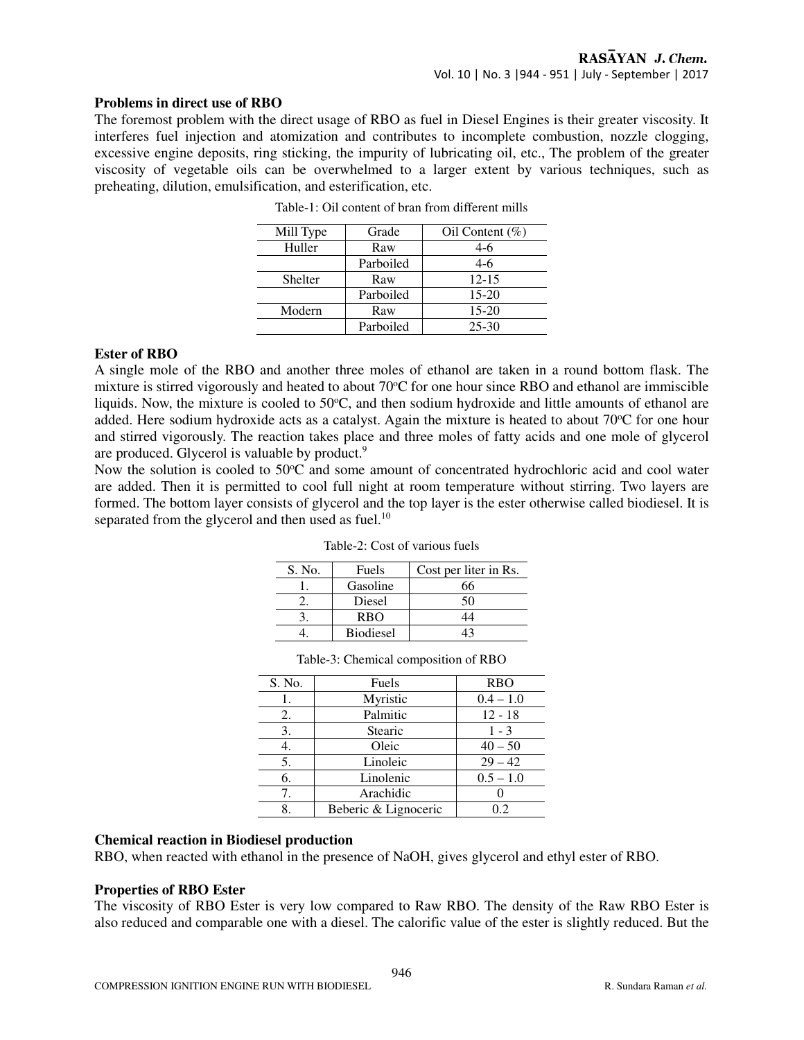### Problems in direct use of RBO

The foremost problem with the direct usage of RBO as fuel in Diesel Engines is their greater viscosity. It interferes fuel injection and atomization and contributes to incomplete combustion, nozzle clogging, excessive engine deposits, ring sticking, the impurity of lubricating oil, etc., The problem of the greater viscosity of vegetable oils can be overwhelmed to a larger extent by various techniques, such as preheating, dilution, emulsification, and esterification, etc.

Table-1: Oil content of bran from different mills

| Mill Type | Grade | Oil Content (%) |
|---|---|---|
| Huller | Raw | 4-6 |
| | Parboiled | 4-6 |
| Shelter | Raw | 12-15 |
| | Parboiled | 15-20 |
| Modern | Raw | 15-20 |
| | Parboiled | 25-30 |

### Ester of RBO

A single mole of the RBO and another three moles of ethanol are taken in a round bottom flask. The mixture is stirred vigorously and heated to about 70°C for one hour since RBO and ethanol are immiscible liquids. Now, the mixture is cooled to 50°C, and then sodium hydroxide and little amounts of ethanol are added. Here sodium hydroxide acts as a catalyst. Again the mixture is heated to about 70°C for one hour and stirred vigorously. The reaction takes place and three moles of fatty acids and one mole of glycerol are produced. Glycerol is valuable by product.[9]

Now the solution is cooled to 50°C and some amount of concentrated hydrochloric acid and cool water are added. Then it is permitted to cool full night at room temperature without stirring. Two layers are formed. The bottom layer consists of glycerol and the top layer is the ester otherwise called biodiesel. It is separated from the glycerol and then used as fuel.[10]

Table-2: Cost of various fuels

| S. No. | Fuels | Cost per liter in Rs. |
|---|---|---|
| 1. | Gasoline | 66 |
| 2. | Diesel | 50 |
| 3. | RBO | 44 |
| 4. | Biodiesel | 43 |

Table-3: Chemical composition of RBO

| S. No. | Fuels | RBO |
|---|---|---|
| 1. | Myristic | 0.4 – 1.0 |
| 2. | Palmitic | 12 - 18 |
| 3. | Stearic | 1 - 3 |
| 4. | Oleic | 40 – 50 |
| 5. | Linoleic | 29 – 42 |
| 6. | Linolenic | 0.5 – 1.0 |
| 7. | Arachidic | 0 |
| 8. | Beberic & Lignoceric | 0.2 |

### Chemical reaction in Biodiesel production

RBO, when reacted with ethanol in the presence of NaOH, gives glycerol and ethyl ester of RBO.

### Properties of RBO Ester

The viscosity of RBO Ester is very low compared to Raw RBO. The density of the Raw RBO Ester is also reduced and comparable one with a diesel. The calorific value of the ester is slightly reduced. But the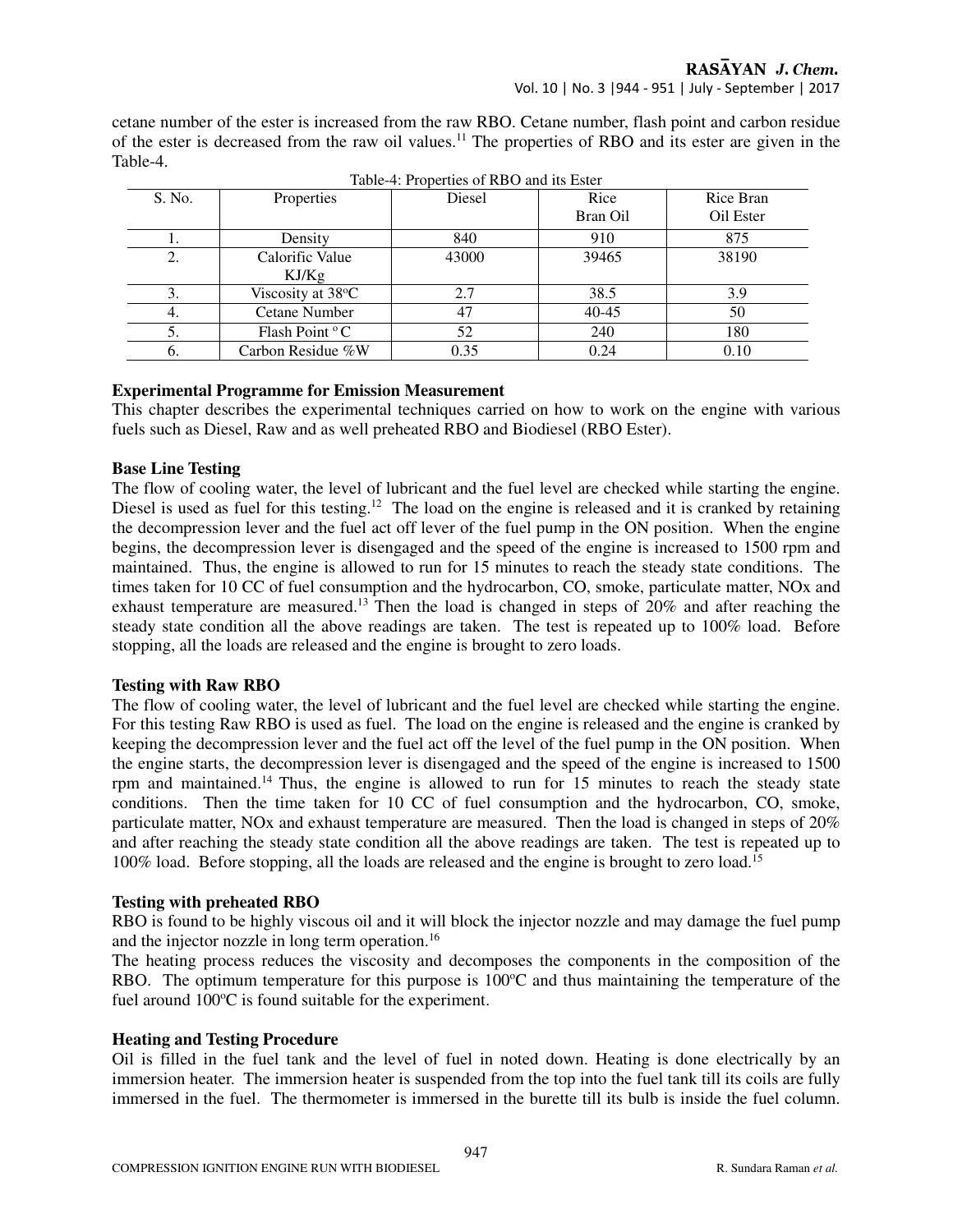cetane number of the ester is increased from the raw RBO. Cetane number, flash point and carbon residue of the ester is decreased from the raw oil values.[11] The properties of RBO and its ester are given in the Table-4.

Table-4: Properties of RBO and its Ester

| S. No. | Properties | Diesel | Rice Bran Oil | Rice Bran Oil Ester |
|---|---|---|---|---|
| 1. | Density | 840 | 910 | 875 |
| 2. | Calorific Value KJ/Kg | 43000 | 39465 | 38190 |
| 3. | Viscosity at 38°C | 2.7 | 38.5 | 3.9 |
| 4. | Cetane Number | 47 | 40-45 | 50 |
| 5. | Flash Point °C | 52 | 240 | 180 |
| 6. | Carbon Residue %W | 0.35 | 0.24 | 0.10 |

**Experimental Programme for Emission Measurement**

This chapter describes the experimental techniques carried on how to work on the engine with various fuels such as Diesel, Raw and as well preheated RBO and Biodiesel (RBO Ester).

**Base Line Testing**

The flow of cooling water, the level of lubricant and the fuel level are checked while starting the engine. Diesel is used as fuel for this testing.[12] The load on the engine is released and it is cranked by retaining the decompression lever and the fuel act off lever of the fuel pump in the ON position. When the engine begins, the decompression lever is disengaged and the speed of the engine is increased to 1500 rpm and maintained. Thus, the engine is allowed to run for 15 minutes to reach the steady state conditions. The times taken for 10 CC of fuel consumption and the hydrocarbon, CO, smoke, particulate matter, NOx and exhaust temperature are measured.[13] Then the load is changed in steps of 20% and after reaching the steady state condition all the above readings are taken. The test is repeated up to 100% load. Before stopping, all the loads are released and the engine is brought to zero loads.

**Testing with Raw RBO**

The flow of cooling water, the level of lubricant and the fuel level are checked while starting the engine. For this testing Raw RBO is used as fuel. The load on the engine is released and the engine is cranked by keeping the decompression lever and the fuel act off the level of the fuel pump in the ON position. When the engine starts, the decompression lever is disengaged and the speed of the engine is increased to 1500 rpm and maintained.[14] Thus, the engine is allowed to run for 15 minutes to reach the steady state conditions. Then the time taken for 10 CC of fuel consumption and the hydrocarbon, CO, smoke, particulate matter, NOx and exhaust temperature are measured. Then the load is changed in steps of 20% and after reaching the steady state condition all the above readings are taken. The test is repeated up to 100% load. Before stopping, all the loads are released and the engine is brought to zero load.[15]

**Testing with preheated RBO**

RBO is found to be highly viscous oil and it will block the injector nozzle and may damage the fuel pump and the injector nozzle in long term operation.[16]

The heating process reduces the viscosity and decomposes the components in the composition of the RBO. The optimum temperature for this purpose is 100°C and thus maintaining the temperature of the fuel around 100°C is found suitable for the experiment.

**Heating and Testing Procedure**

Oil is filled in the fuel tank and the level of fuel in noted down. Heating is done electrically by an immersion heater. The immersion heater is suspended from the top into the fuel tank till its coils are fully immersed in the fuel. The thermometer is immersed in the burette till its bulb is inside the fuel column.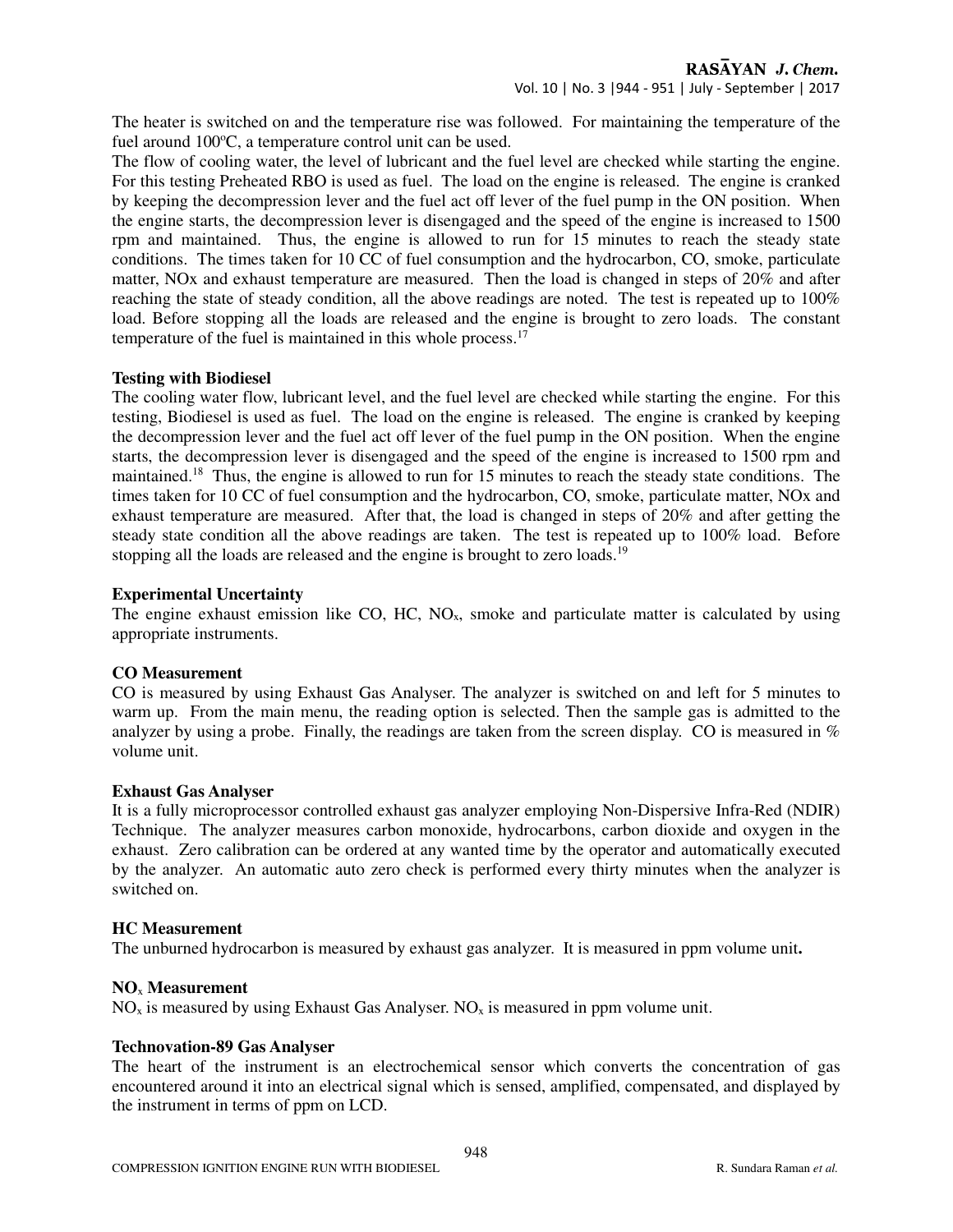The heater is switched on and the temperature rise was followed. For maintaining the temperature of the fuel around 100$^{o}$C, a temperature control unit can be used.

The flow of cooling water, the level of lubricant and the fuel level are checked while starting the engine. For this testing Preheated RBO is used as fuel. The load on the engine is released. The engine is cranked by keeping the decompression lever and the fuel act off lever of the fuel pump in the ON position. When the engine starts, the decompression lever is disengaged and the speed of the engine is increased to 1500 rpm and maintained. Thus, the engine is allowed to run for 15 minutes to reach the steady state conditions. The times taken for 10 CC of fuel consumption and the hydrocarbon, CO, smoke, particulate matter, NOx and exhaust temperature are measured. Then the load is changed in steps of 20% and after reaching the state of steady condition, all the above readings are noted. The test is repeated up to 100% load. Before stopping all the loads are released and the engine is brought to zero loads. The constant temperature of the fuel is maintained in this whole process.[17]

### Testing with Biodiesel

The cooling water flow, lubricant level, and the fuel level are checked while starting the engine. For this testing, Biodiesel is used as fuel. The load on the engine is released. The engine is cranked by keeping the decompression lever and the fuel act off lever of the fuel pump in the ON position. When the engine starts, the decompression lever is disengaged and the speed of the engine is increased to 1500 rpm and maintained.[18] Thus, the engine is allowed to run for 15 minutes to reach the steady state conditions. The times taken for 10 CC of fuel consumption and the hydrocarbon, CO, smoke, particulate matter, NOx and exhaust temperature are measured. After that, the load is changed in steps of 20% and after getting the steady state condition all the above readings are taken. The test is repeated up to 100% load. Before stopping all the loads are released and the engine is brought to zero loads.[19]

### Experimental Uncertainty

The engine exhaust emission like CO, HC, $NO_x$, smoke and particulate matter is calculated by using appropriate instruments.

### CO Measurement

CO is measured by using Exhaust Gas Analyser. The analyzer is switched on and left for 5 minutes to warm up. From the main menu, the reading option is selected. Then the sample gas is admitted to the analyzer by using a probe. Finally, the readings are taken from the screen display. CO is measured in % volume unit.

### Exhaust Gas Analyser

It is a fully microprocessor controlled exhaust gas analyzer employing Non-Dispersive Infra-Red (NDIR) Technique. The analyzer measures carbon monoxide, hydrocarbons, carbon dioxide and oxygen in the exhaust. Zero calibration can be ordered at any wanted time by the operator and automatically executed by the analyzer. An automatic auto zero check is performed every thirty minutes when the analyzer is switched on.

### HC Measurement

The unburned hydrocarbon is measured by exhaust gas analyzer. It is measured in ppm volume unit**.**

### $NO_x$ Measurement

$NO_x$ is measured by using Exhaust Gas Analyser. $NO_x$ is measured in ppm volume unit.

### Technovation-89 Gas Analyser

The heart of the instrument is an electrochemical sensor which converts the concentration of gas encountered around it into an electrical signal which is sensed, amplified, compensated, and displayed by the instrument in terms of ppm on LCD.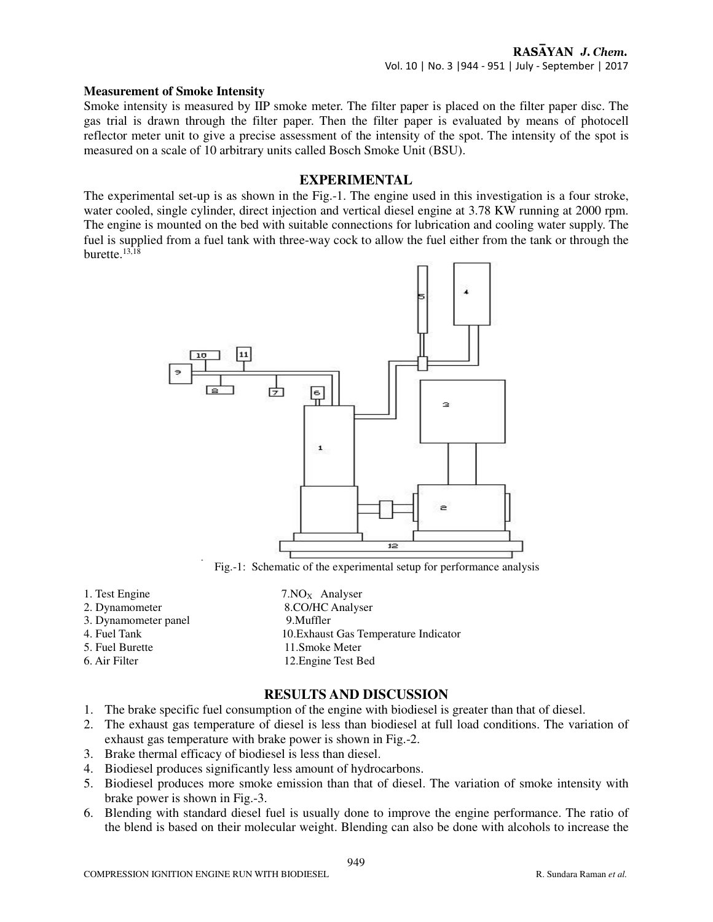### Measurement of Smoke Intensity

Smoke intensity is measured by IIP smoke meter. The filter paper is placed on the filter paper disc. The gas trial is drawn through the filter paper. Then the filter paper is evaluated by means of photocell reflector meter unit to give a precise assessment of the intensity of the spot. The intensity of the spot is measured on a scale of 10 arbitrary units called Bosch Smoke Unit (BSU).

## EXPERIMENTAL

The experimental set-up is as shown in the Fig.-1. The engine used in this investigation is a four stroke, water cooled, single cylinder, direct injection and vertical diesel engine at 3.78 KW running at 2000 rpm. The engine is mounted on the bed with suitable connections for lubrication and cooling water supply. The fuel is supplied from a fuel tank with three-way cock to allow the fuel either from the tank or through the burette.[13,18]

Fig.-1: Schematic of the experimental setup for performance analysis

1. Test Engine
2. Dynamometer
3. Dynamometer panel
4. Fuel Tank
5. Fuel Burette
6. Air Filter
7. $NO_X$ Analyser
8. CO/HC Analyser
9. Muffler
10. Exhaust Gas Temperature Indicator
11. Smoke Meter
12. Engine Test Bed

## RESULTS AND DISCUSSION

1. The brake specific fuel consumption of the engine with biodiesel is greater than that of diesel.
2. The exhaust gas temperature of diesel is less than biodiesel at full load conditions. The variation of exhaust gas temperature with brake power is shown in Fig.-2.
3. Brake thermal efficacy of biodiesel is less than diesel.
4. Biodiesel produces significantly less amount of hydrocarbons.
5. Biodiesel produces more smoke emission than that of diesel. The variation of smoke intensity with brake power is shown in Fig.-3.
6. Blending with standard diesel fuel is usually done to improve the engine performance. The ratio of the blend is based on their molecular weight. Blending can also be done with alcohols to increase the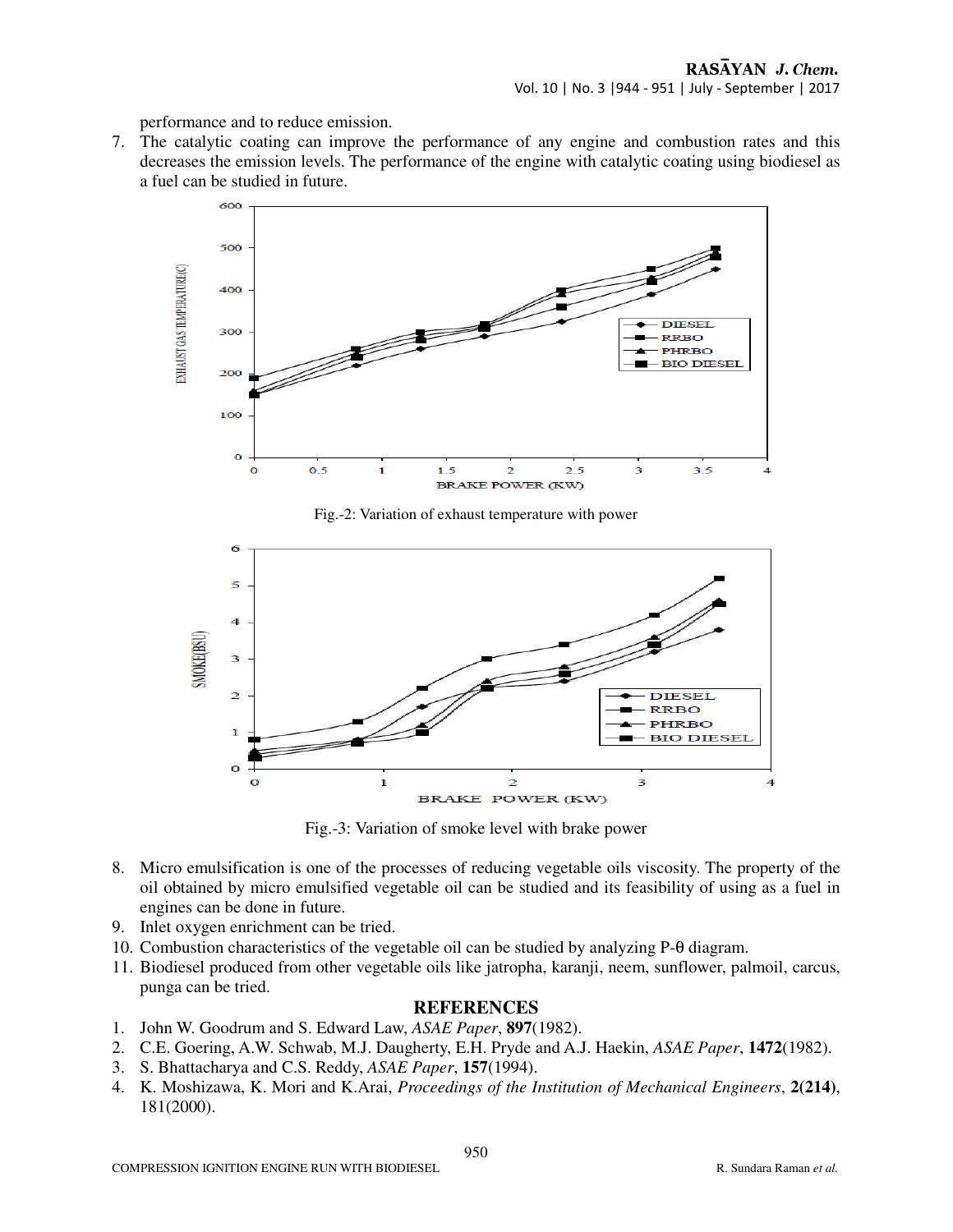performance and to reduce emission.

7. The catalytic coating can improve the performance of any engine and combustion rates and this decreases the emission levels. The performance of the engine with catalytic coating using biodiesel as a fuel can be studied in future.

Fig.-2: Variation of exhaust temperature with power

Fig.-3: Variation of smoke level with brake power

8. Micro emulsification is one of the processes of reducing vegetable oils viscosity. The property of the oil obtained by micro emulsified vegetable oil can be studied and its feasibility of using as a fuel in engines can be done in future.
9. Inlet oxygen enrichment can be tried.
10. Combustion characteristics of the vegetable oil can be studied by analyzing P-θ diagram.
11. Biodiesel produced from other vegetable oils like jatropha, karanji, neem, sunflower, palmoil, carcus, punga can be tried.

## REFERENCES

1. John W. Goodrum and S. Edward Law, *ASAE Paper*, **897**(1982).
2. C.E. Goering, A.W. Schwab, M.J. Daugherty, E.H. Pryde and A.J. Haekin, *ASAE Paper*, **1472**(1982).
3. S. Bhattacharya and C.S. Reddy, *ASAE Paper*, **157**(1994).
4. K. Moshizawa, K. Mori and K.Arai, *Proceedings of the Institution of Mechanical Engineers*, **2(214)**, 181(2000).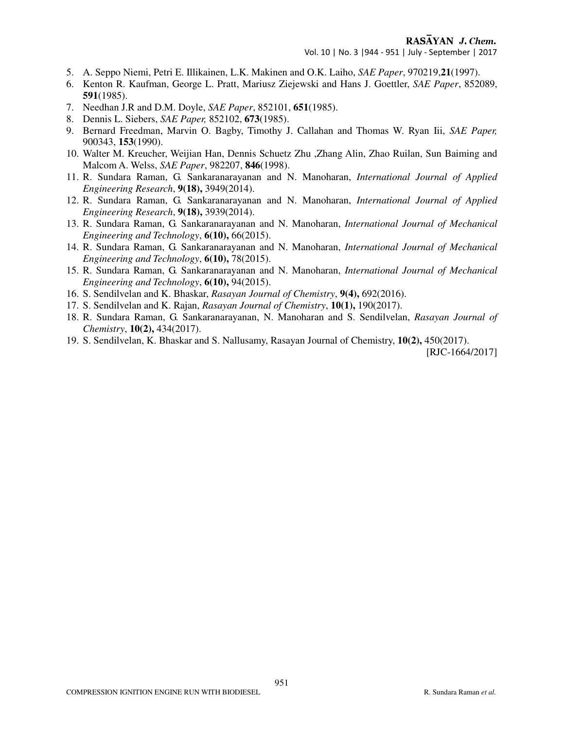5. A. Seppo Niemi, Petri E. Illikainen, L.K. Makinen and O.K. Laiho, *SAE Paper*, 970219,**21**(1997).
6. Kenton R. Kaufman, George L. Pratt, Mariusz Ziejewski and Hans J. Goettler, *SAE Paper*, 852089, **591**(1985).
7. Needhan J.R and D.M. Doyle, *SAE Paper*, 852101, **651**(1985).
8. Dennis L. Siebers, *SAE Paper,* 852102, **673**(1985).
9. Bernard Freedman, Marvin O. Bagby, Timothy J. Callahan and Thomas W. Ryan Iii, *SAE Paper,* 900343, **153**(1990).
10. Walter M. Kreucher, Weijian Han, Dennis Schuetz Zhu ,Zhang Alin, Zhao Ruilan, Sun Baiming and Malcom A. Welss, *SAE Paper*, 982207, **846**(1998).
11. R. Sundara Raman, G. Sankaranarayanan and N. Manoharan, *International Journal of Applied Engineering Research*, **9(18),** 3949(2014).
12. R. Sundara Raman, G. Sankaranarayanan and N. Manoharan, *International Journal of Applied Engineering Research*, **9(18),** 3939(2014).
13. R. Sundara Raman, G. Sankaranarayanan and N. Manoharan, *International Journal of Mechanical Engineering and Technology*, **6(10),** 66(2015).
14. R. Sundara Raman, G. Sankaranarayanan and N. Manoharan, *International Journal of Mechanical Engineering and Technology*, **6(10),** 78(2015).
15. R. Sundara Raman, G. Sankaranarayanan and N. Manoharan, *International Journal of Mechanical Engineering and Technology*, **6(10),** 94(2015).
16. S. Sendilvelan and K. Bhaskar, *Rasayan Journal of Chemistry*, **9(4),** 692(2016).
17. S. Sendilvelan and K. Rajan, *Rasayan Journal of Chemistry*, **10(1),** 190(2017).
18. R. Sundara Raman, G. Sankaranarayanan, N. Manoharan and S. Sendilvelan, *Rasayan Journal of Chemistry*, **10(2),** 434(2017).
19. S. Sendilvelan, K. Bhaskar and S. Nallusamy, Rasayan Journal of Chemistry, **10(2),** 450(2017).

[RJC-1664/2017]